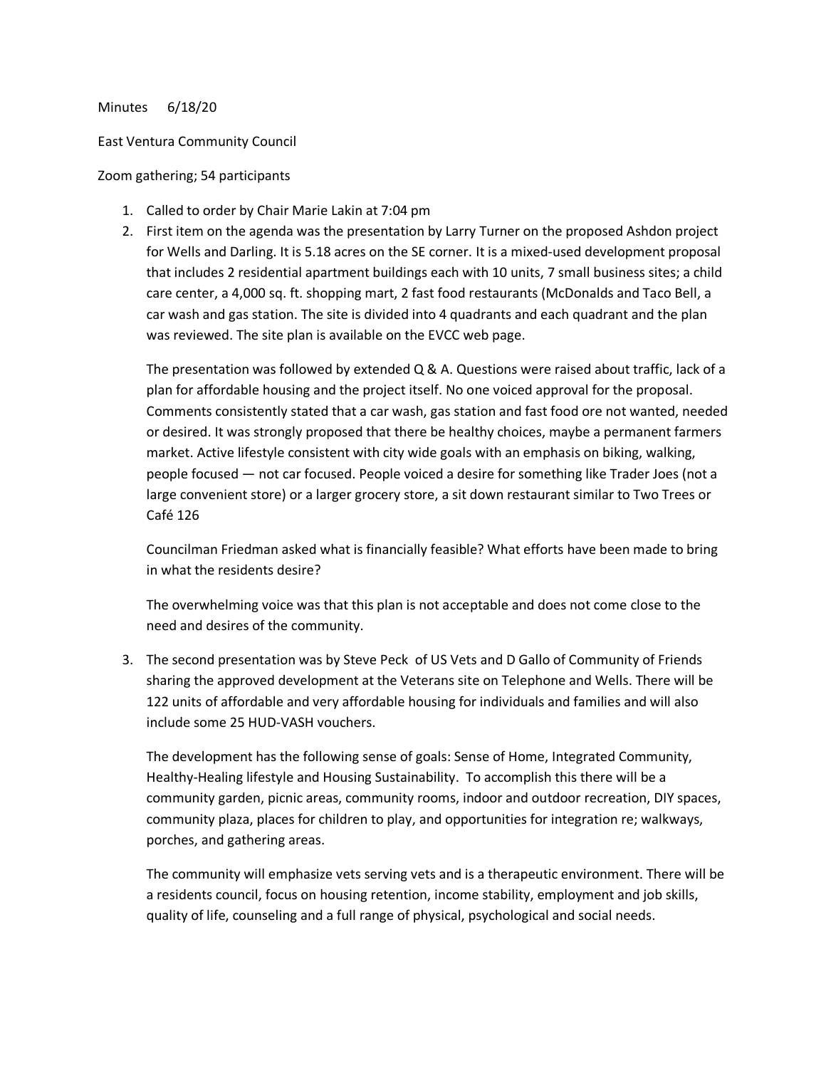Minutes 6/18/20

East Ventura Community Council

Zoom gathering; 54 participants

1. Called to order by Chair Marie Lakin at 7:04 pm
2. First item on the agenda was the presentation by Larry Turner on the proposed Ashdon project for Wells and Darling. It is 5.18 acres on the SE corner. It is a mixed-used development proposal that includes 2 residential apartment buildings each with 10 units, 7 small business sites; a child care center, a 4,000 sq. ft. shopping mart, 2 fast food restaurants (McDonalds and Taco Bell, a car wash and gas station. The site is divided into 4 quadrants and each quadrant and the plan was reviewed. The site plan is available on the EVCC web page.

   The presentation was followed by extended Q & A. Questions were raised about traffic, lack of a plan for affordable housing and the project itself. No one voiced approval for the proposal. Comments consistently stated that a car wash, gas station and fast food ore not wanted, needed or desired. It was strongly proposed that there be healthy choices, maybe a permanent farmers market. Active lifestyle consistent with city wide goals with an emphasis on biking, walking, people focused — not car focused. People voiced a desire for something like Trader Joes (not a large convenient store) or a larger grocery store, a sit down restaurant similar to Two Trees or Café 126

   Councilman Friedman asked what is financially feasible? What efforts have been made to bring in what the residents desire?

   The overwhelming voice was that this plan is not acceptable and does not come close to the need and desires of the community.

3. The second presentation was by Steve Peck of US Vets and D Gallo of Community of Friends sharing the approved development at the Veterans site on Telephone and Wells. There will be 122 units of affordable and very affordable housing for individuals and families and will also include some 25 HUD-VASH vouchers.

   The development has the following sense of goals: Sense of Home, Integrated Community, Healthy-Healing lifestyle and Housing Sustainability. To accomplish this there will be a community garden, picnic areas, community rooms, indoor and outdoor recreation, DIY spaces, community plaza, places for children to play, and opportunities for integration re; walkways, porches, and gathering areas.

   The community will emphasize vets serving vets and is a therapeutic environment. There will be a residents council, focus on housing retention, income stability, employment and job skills, quality of life, counseling and a full range of physical, psychological and social needs.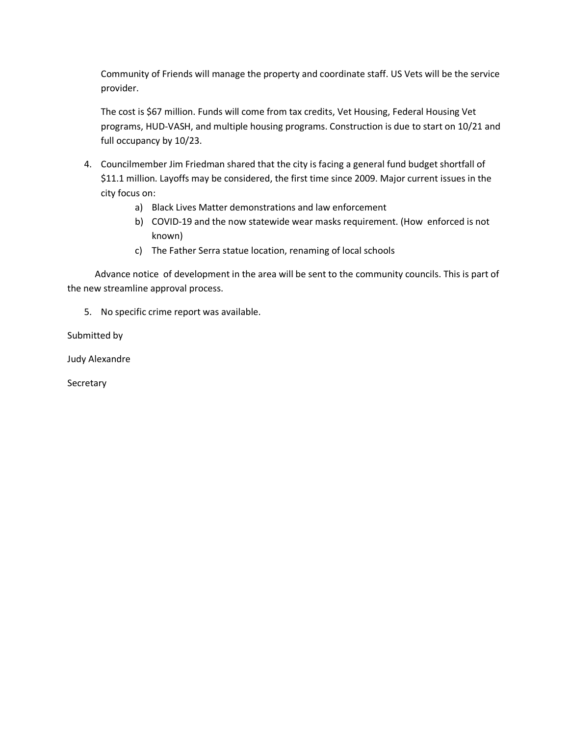Community of Friends will manage the property and coordinate staff. US Vets will be the service provider.

The cost is $67 million. Funds will come from tax credits, Vet Housing, Federal Housing Vet programs, HUD-VASH, and multiple housing programs. Construction is due to start on 10/21 and full occupancy by 10/23.

4. Councilmember Jim Friedman shared that the city is facing a general fund budget shortfall of $11.1 million. Layoffs may be considered, the first time since 2009. Major current issues in the city focus on:
   a) Black Lives Matter demonstrations and law enforcement
   b) COVID-19 and the now statewide wear masks requirement. (How enforced is not known)
   c) The Father Serra statue location, renaming of local schools

Advance notice of development in the area will be sent to the community councils. This is part of the new streamline approval process.

5. No specific crime report was available.

Submitted by

Judy Alexandre

Secretary